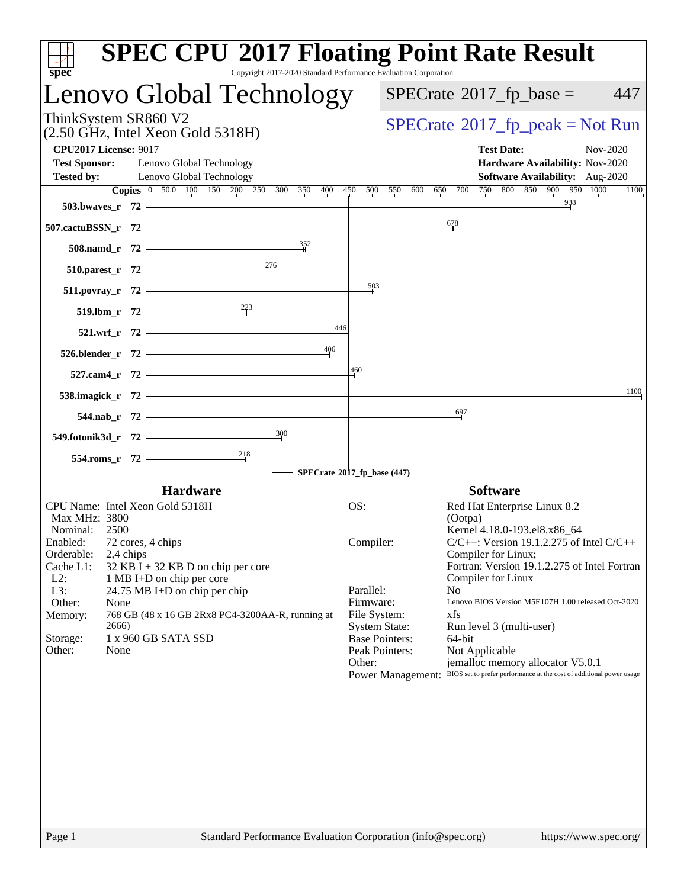# SPEC CPU 2017 Floating Point Rate Result

Copyright 2017-2020 Standard Performance Evaluation Corporation

## Lenovo Global Technology

ThinkSystem SR860 V2
(2.50 GHz, Intel Xeon Gold 5318H)

SPECrate 2017_fp_base = 447

SPECrate 2017_fp_peak = Not Run

**CPU2017 License:** 9017
**Test Sponsor:** Lenovo Global Technology
**Tested by:** Lenovo Global Technology

**Test Date:** Nov-2020
**Hardware Availability:** Nov-2020
**Software Availability:** Aug-2020

| Benchmark | Copies | SPECrate 2017_fp_base |
|---|---|---|
| 503.bwaves_r | 72 | 938 |
| 507.cactuBSSN_r | 72 | 678 |
| 508.namd_r | 72 | 352 |
| 510.parest_r | 72 | 276 |
| 511.povray_r | 72 | 503 |
| 519.lbm_r | 72 | 223 |
| 521.wrf_r | 72 | 446 |
| 526.blender_r | 72 | 406 |
| 527.cam4_r | 72 | 460 |
| 538.imagick_r | 72 | 1100 |
| 544.nab_r | 72 | 697 |
| 549.fotonik3d_r | 72 | 300 |
| 554.roms_r | 72 | 218 |

SPECrate 2017_fp_base (447)

### Hardware

| | |
|---|---|
| CPU Name: | Intel Xeon Gold 5318H |
| Max MHz: | 3800 |
| Nominal: | 2500 |
| Enabled: | 72 cores, 4 chips |
| Orderable: | 2,4 chips |
| Cache L1: | 32 KB I + 32 KB D on chip per core |
| L2: | 1 MB I+D on chip per core |
| L3: | 24.75 MB I+D on chip per chip |
| Other: | None |
| Memory: | 768 GB (48 x 16 GB 2Rx8 PC4-3200AA-R, running at 2666) |
| Storage: | 1 x 960 GB SATA SSD |
| Other: | None |

### Software

| | |
|---|---|
| OS: | Red Hat Enterprise Linux 8.2 (Ootpa) Kernel 4.18.0-193.el8.x86_64 |
| Compiler: | C/C++: Version 19.1.2.275 of Intel C/C++ Compiler for Linux; Fortran: Version 19.1.2.275 of Intel Fortran Compiler for Linux |
| Parallel: | No |
| Firmware: | Lenovo BIOS Version M5E107H 1.00 released Oct-2020 |
| File System: | xfs |
| System State: | Run level 3 (multi-user) |
| Base Pointers: | 64-bit |
| Peak Pointers: | Not Applicable |
| Other: | jemalloc memory allocator V5.0.1 |
| Power Management: | BIOS set to prefer performance at the cost of additional power usage |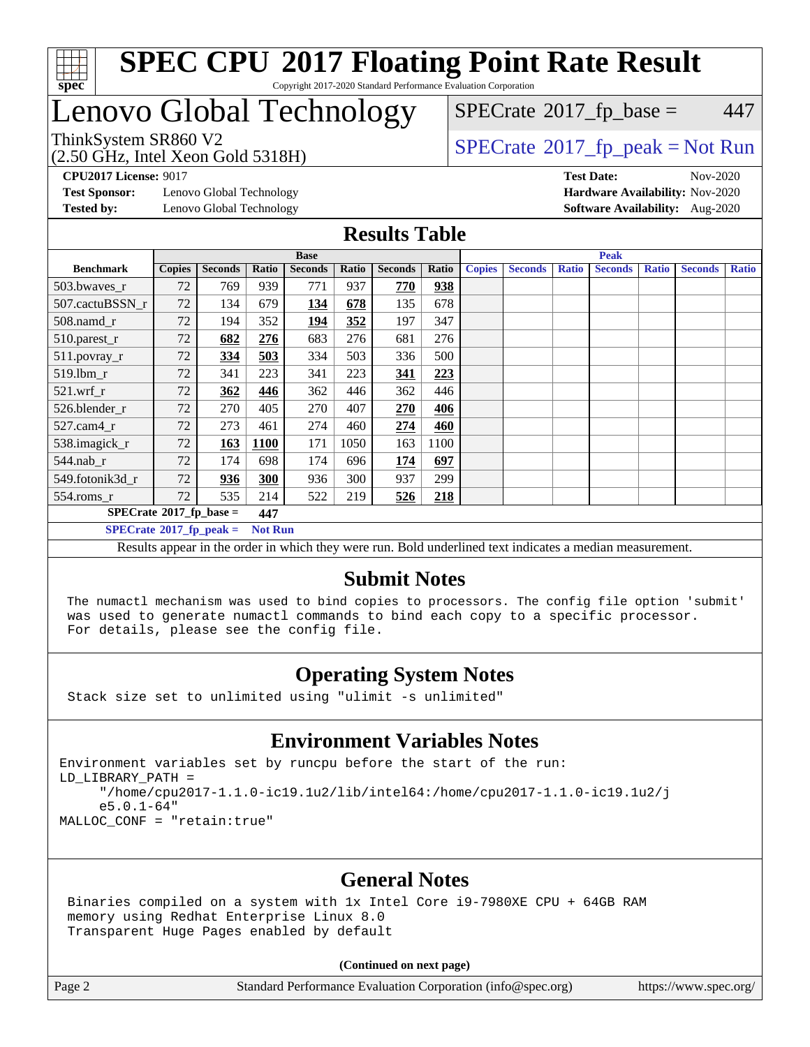# SPEC CPU 2017 Floating Point Rate Result

Copyright 2017-2020 Standard Performance Evaluation Corporation

## Lenovo Global Technology

ThinkSystem SR860 V2
(2.50 GHz, Intel Xeon Gold 5318H)

SPECrate 2017_fp_base = 447

SPECrate 2017_fp_peak = Not Run

**CPU2017 License:** 9017
**Test Sponsor:** Lenovo Global Technology
**Tested by:** Lenovo Global Technology

**Test Date:** Nov-2020
**Hardware Availability:** Nov-2020
**Software Availability:** Aug-2020

## Results Table

| Benchmark | Base | | | | | | | Peak | | | | | | |
|---|---|---|---|---|---|---|---|---|---|---|---|---|---|---|
| | Copies | Seconds | Ratio | Seconds | Ratio | Seconds | Ratio | Copies | Seconds | Ratio | Seconds | Ratio | Seconds | Ratio |
| 503.bwaves_r | 72 | 769 | 939 | 771 | 937 | **770** | **938** | | | | | | | |
| 507.cactuBSSN_r | 72 | 134 | 679 | **134** | **678** | 135 | 678 | | | | | | | |
| 508.namd_r | 72 | 194 | 352 | **194** | **352** | 197 | 347 | | | | | | | |
| 510.parest_r | 72 | **682** | **276** | 683 | 276 | 681 | 276 | | | | | | | |
| 511.povray_r | 72 | **334** | **503** | 334 | 503 | 336 | 500 | | | | | | | |
| 519.lbm_r | 72 | 341 | 223 | 341 | 223 | **341** | **223** | | | | | | | |
| 521.wrf_r | 72 | **362** | **446** | 362 | 446 | 362 | 446 | | | | | | | |
| 526.blender_r | 72 | 270 | 405 | 270 | 407 | **270** | **406** | | | | | | | |
| 527.cam4_r | 72 | 273 | 461 | 274 | 460 | **274** | **460** | | | | | | | |
| 538.imagick_r | 72 | **163** | **1100** | 171 | 1050 | 163 | 1100 | | | | | | | |
| 544.nab_r | 72 | 174 | 698 | 174 | 696 | **174** | **697** | | | | | | | |
| 549.fotonik3d_r | 72 | **936** | **300** | 936 | 300 | 937 | 299 | | | | | | | |
| 554.roms_r | 72 | 535 | 214 | 522 | 219 | **526** | **218** | | | | | | | |

**SPECrate 2017_fp_base = 447**

**SPECrate 2017_fp_peak = Not Run**

Results appear in the order in which they were run. Bold underlined text indicates a median measurement.

## Submit Notes

```
The numactl mechanism was used to bind copies to processors. The config file option 'submit'
was used to generate numactl commands to bind each copy to a specific processor.
For details, please see the config file.
```

## Operating System Notes

```
Stack size set to unlimited using "ulimit -s unlimited"
```

## Environment Variables Notes

```
Environment variables set by runcpu before the start of the run:
LD_LIBRARY_PATH =
     "/home/cpu2017-1.1.0-ic19.1u2/lib/intel64:/home/cpu2017-1.1.0-ic19.1u2/j
     e5.0.1-64"
MALLOC_CONF = "retain:true"
```

## General Notes

```
Binaries compiled on a system with 1x Intel Core i9-7980XE CPU + 64GB RAM
memory using Redhat Enterprise Linux 8.0
Transparent Huge Pages enabled by default
```

**(Continued on next page)**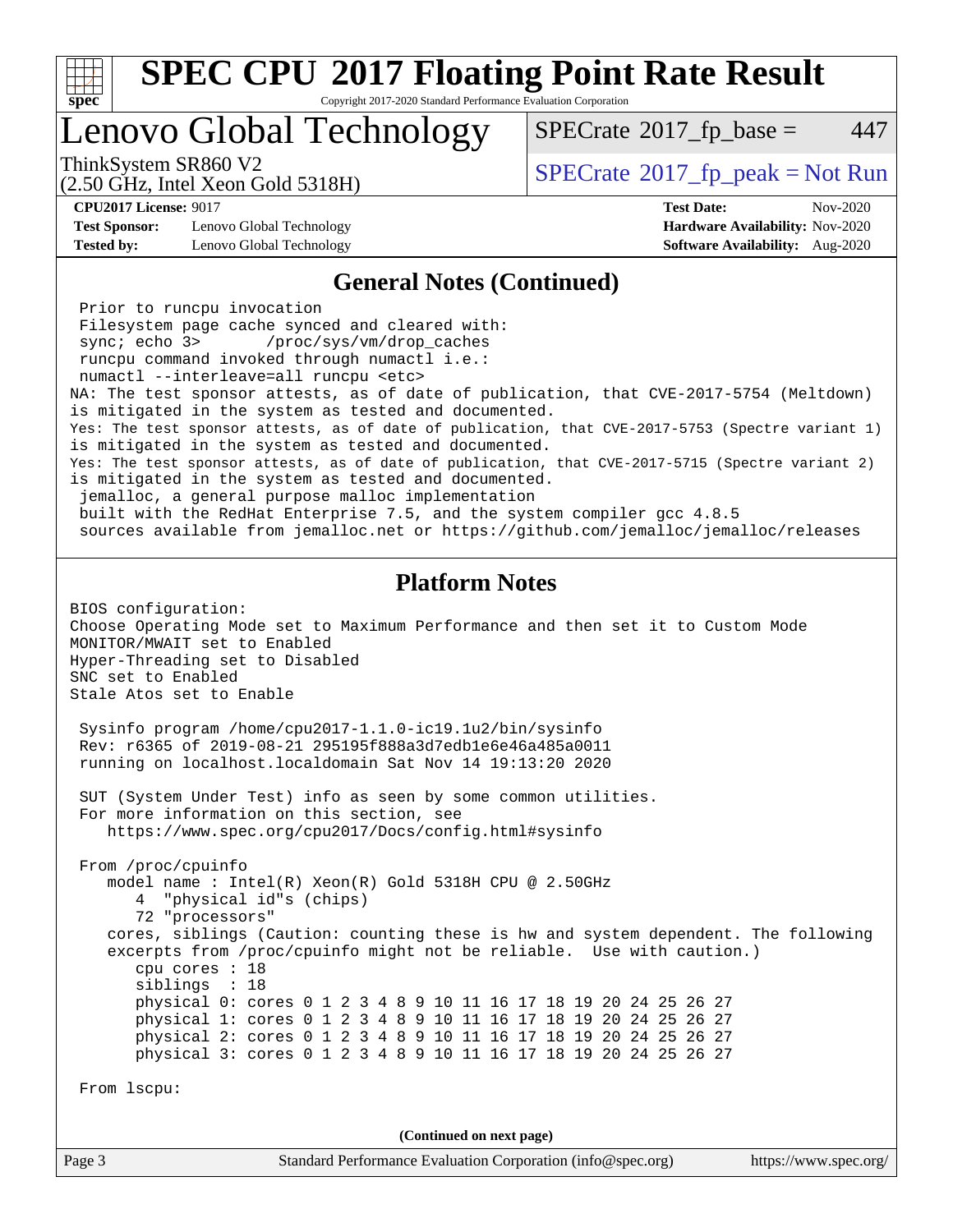## General Notes (Continued)

```
 Prior to runcpu invocation
 Filesystem page cache synced and cleared with:
 sync; echo 3>       /proc/sys/vm/drop_caches
 runcpu command invoked through numactl i.e.:
 numactl --interleave=all runcpu <etc>
NA: The test sponsor attests, as of date of publication, that CVE-2017-5754 (Meltdown)
is mitigated in the system as tested and documented.
Yes: The test sponsor attests, as of date of publication, that CVE-2017-5753 (Spectre variant 1)
is mitigated in the system as tested and documented.
Yes: The test sponsor attests, as of date of publication, that CVE-2017-5715 (Spectre variant 2)
is mitigated in the system as tested and documented.
 jemalloc, a general purpose malloc implementation
 built with the RedHat Enterprise 7.5, and the system compiler gcc 4.8.5
 sources available from jemalloc.net or https://github.com/jemalloc/jemalloc/releases
```

## Platform Notes

```
BIOS configuration:
Choose Operating Mode set to Maximum Performance and then set it to Custom Mode
MONITOR/MWAIT set to Enabled
Hyper-Threading set to Disabled
SNC set to Enabled
Stale Atos set to Enable

 Sysinfo program /home/cpu2017-1.1.0-ic19.1u2/bin/sysinfo
 Rev: r6365 of 2019-08-21 295195f888a3d7edb1e6e46a485a0011
 running on localhost.localdomain Sat Nov 14 19:13:20 2020

 SUT (System Under Test) info as seen by some common utilities.
 For more information on this section, see
    https://www.spec.org/cpu2017/Docs/config.html#sysinfo

 From /proc/cpuinfo
    model name : Intel(R) Xeon(R) Gold 5318H CPU @ 2.50GHz
       4  "physical id"s (chips)
       72 "processors"
    cores, siblings (Caution: counting these is hw and system dependent. The following
    excerpts from /proc/cpuinfo might not be reliable.  Use with caution.)
       cpu cores : 18
       siblings  : 18
       physical 0: cores 0 1 2 3 4 8 9 10 11 16 17 18 19 20 24 25 26 27
       physical 1: cores 0 1 2 3 4 8 9 10 11 16 17 18 19 20 24 25 26 27
       physical 2: cores 0 1 2 3 4 8 9 10 11 16 17 18 19 20 24 25 26 27
       physical 3: cores 0 1 2 3 4 8 9 10 11 16 17 18 19 20 24 25 26 27

 From lscpu:
```

**(Continued on next page)**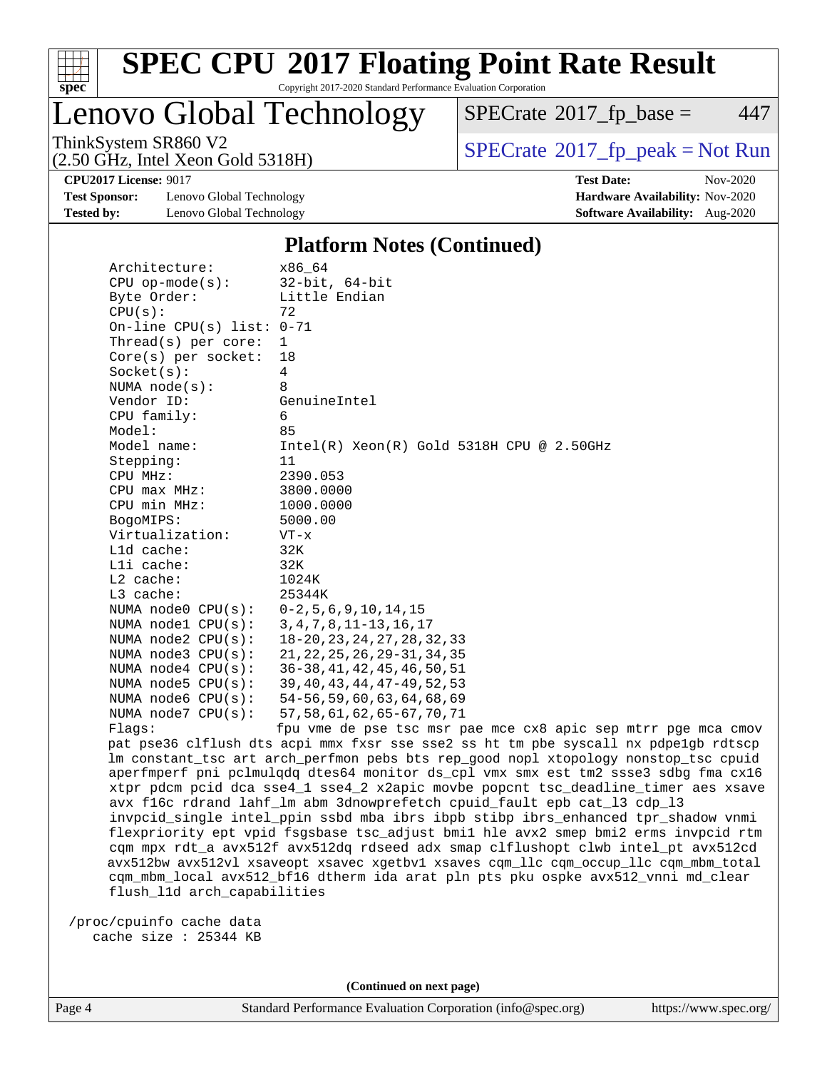## Platform Notes (Continued)

```
    Architecture:          x86_64
    CPU op-mode(s):        32-bit, 64-bit
    Byte Order:            Little Endian
    CPU(s):                72
    On-line CPU(s) list: 0-71
    Thread(s) per core:  1
    Core(s) per socket:  18
    Socket(s):             4
    NUMA node(s):          8
    Vendor ID:             GenuineIntel
    CPU family:            6
    Model:                 85
    Model name:            Intel(R) Xeon(R) Gold 5318H CPU @ 2.50GHz
    Stepping:              11
    CPU MHz:               2390.053
    CPU max MHz:           3800.0000
    CPU min MHz:           1000.0000
    BogoMIPS:              5000.00
    Virtualization:        VT-x
    L1d cache:             32K
    L1i cache:             32K
    L2 cache:              1024K
    L3 cache:              25344K
    NUMA node0 CPU(s):   0-2,5,6,9,10,14,15
    NUMA node1 CPU(s):   3,4,7,8,11-13,16,17
    NUMA node2 CPU(s):   18-20,23,24,27,28,32,33
    NUMA node3 CPU(s):   21,22,25,26,29-31,34,35
    NUMA node4 CPU(s):   36-38,41,42,45,46,50,51
    NUMA node5 CPU(s):   39,40,43,44,47-49,52,53
    NUMA node6 CPU(s):   54-56,59,60,63,64,68,69
    NUMA node7 CPU(s):   57,58,61,62,65-67,70,71
    Flags:                 fpu vme de pse tsc msr pae mce cx8 apic sep mtrr pge mca cmov
    pat pse36 clflush dts acpi mmx fxsr sse sse2 ss ht tm pbe syscall nx pdpe1gb rdtscp
    lm constant_tsc art arch_perfmon pebs bts rep_good nopl xtopology nonstop_tsc cpuid
    aperfmperf pni pclmulqdq dtes64 monitor ds_cpl vmx smx est tm2 ssse3 sdbg fma cx16
    xtpr pdcm pcid dca sse4_1 sse4_2 x2apic movbe popcnt tsc_deadline_timer aes xsave
    avx f16c rdrand lahf_lm abm 3dnowprefetch cpuid_fault epb cat_l3 cdp_l3
    invpcid_single intel_ppin ssbd mba ibrs ibpb stibp ibrs_enhanced tpr_shadow vnmi
    flexpriority ept vpid fsgsbase tsc_adjust bmi1 hle avx2 smep bmi2 erms invpcid rtm
    cqm mpx rdt_a avx512f avx512dq rdseed adx smap clflushopt clwb intel_pt avx512cd
    avx512bw avx512vl xsaveopt xsavec xgetbv1 xsaves cqm_llc cqm_occup_llc cqm_mbm_total
    cqm_mbm_local avx512_bf16 dtherm ida arat pln pts pku ospke avx512_vnni md_clear
    flush_l1d arch_capabilities

 /proc/cpuinfo cache data
    cache size : 25344 KB
```

(Continued on next page)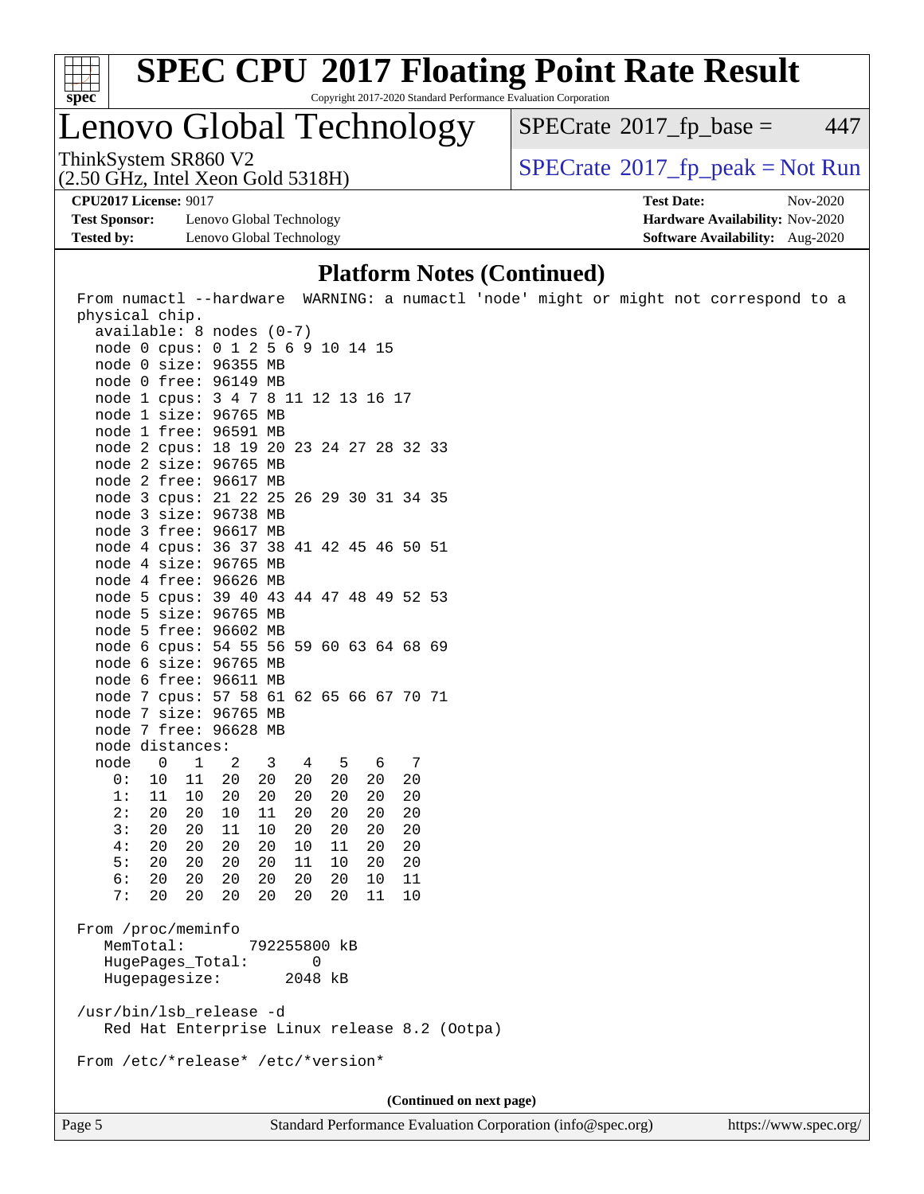## Platform Notes (Continued)

```
From numactl --hardware  WARNING: a numactl 'node' might or might not correspond to a
physical chip.
  available: 8 nodes (0-7)
  node 0 cpus: 0 1 2 5 6 9 10 14 15
  node 0 size: 96355 MB
  node 0 free: 96149 MB
  node 1 cpus: 3 4 7 8 11 12 13 16 17
  node 1 size: 96765 MB
  node 1 free: 96591 MB
  node 2 cpus: 18 19 20 23 24 27 28 32 33
  node 2 size: 96765 MB
  node 2 free: 96617 MB
  node 3 cpus: 21 22 25 26 29 30 31 34 35
  node 3 size: 96738 MB
  node 3 free: 96617 MB
  node 4 cpus: 36 37 38 41 42 45 46 50 51
  node 4 size: 96765 MB
  node 4 free: 96626 MB
  node 5 cpus: 39 40 43 44 47 48 49 52 53
  node 5 size: 96765 MB
  node 5 free: 96602 MB
  node 6 cpus: 54 55 56 59 60 63 64 68 69
  node 6 size: 96765 MB
  node 6 free: 96611 MB
  node 7 cpus: 57 58 61 62 65 66 67 70 71
  node 7 size: 96765 MB
  node 7 free: 96628 MB
  node distances:
  node   0   1   2   3   4   5   6   7
    0:  10  11  20  20  20  20  20  20
    1:  11  10  20  20  20  20  20  20
    2:  20  20  10  11  20  20  20  20
    3:  20  20  11  10  20  20  20  20
    4:  20  20  20  20  10  11  20  20
    5:  20  20  20  20  11  10  20  20
    6:  20  20  20  20  20  20  10  11
    7:  20  20  20  20  20  20  11  10

From /proc/meminfo
   MemTotal:       792255800 kB
   HugePages_Total:       0
   Hugepagesize:       2048 kB

/usr/bin/lsb_release -d
   Red Hat Enterprise Linux release 8.2 (Ootpa)

From /etc/*release* /etc/*version*
```

(Continued on next page)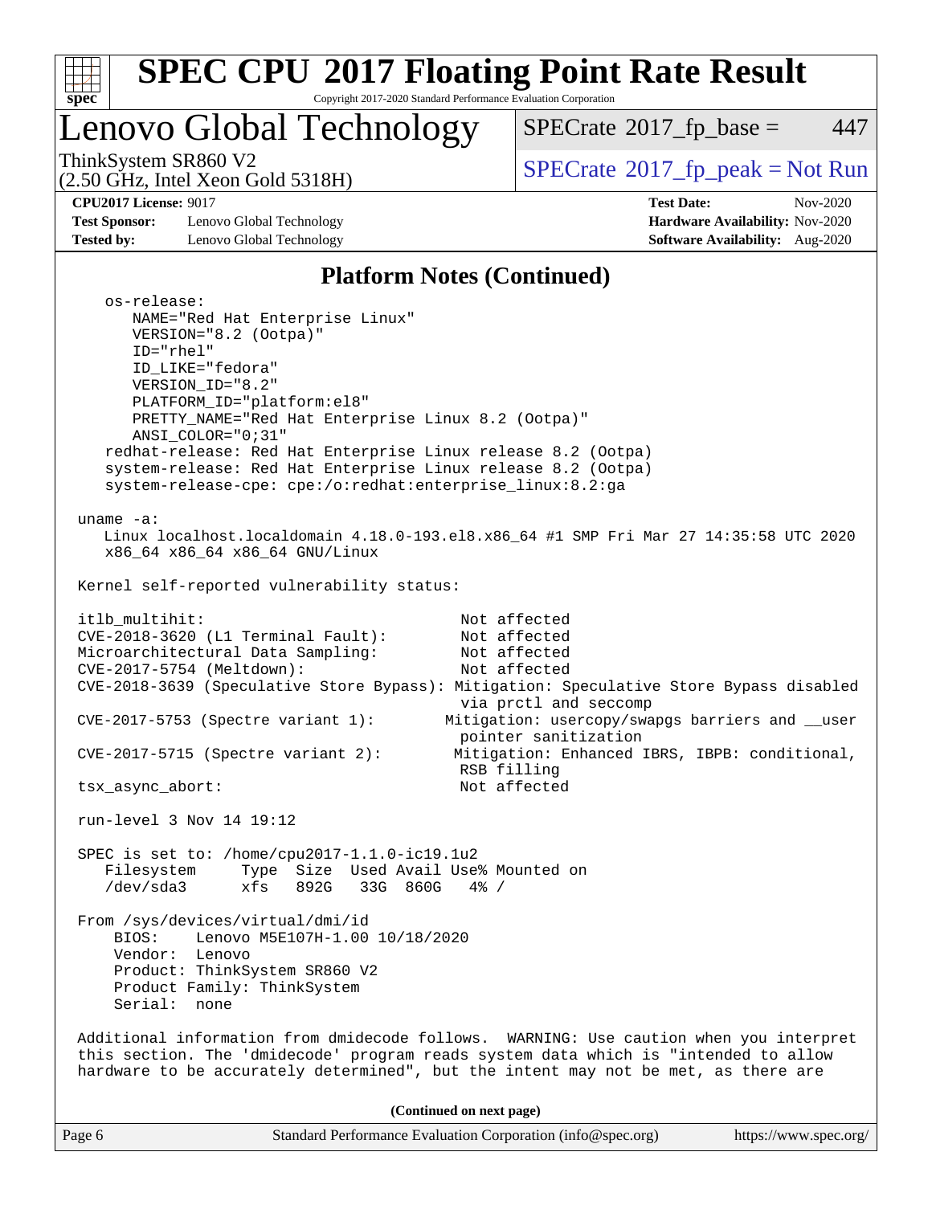## Platform Notes (Continued)

```
   os-release:
      NAME="Red Hat Enterprise Linux"
      VERSION="8.2 (Ootpa)"
      ID="rhel"
      ID_LIKE="fedora"
      VERSION_ID="8.2"
      PLATFORM_ID="platform:el8"
      PRETTY_NAME="Red Hat Enterprise Linux 8.2 (Ootpa)"
      ANSI_COLOR="0;31"
   redhat-release: Red Hat Enterprise Linux release 8.2 (Ootpa)
   system-release: Red Hat Enterprise Linux release 8.2 (Ootpa)
   system-release-cpe: cpe:/o:redhat:enterprise_linux:8.2:ga

 uname -a:
    Linux localhost.localdomain 4.18.0-193.el8.x86_64 #1 SMP Fri Mar 27 14:35:58 UTC 2020
    x86_64 x86_64 x86_64 GNU/Linux

 Kernel self-reported vulnerability status:

 itlb_multihit:                               Not affected
 CVE-2018-3620 (L1 Terminal Fault):           Not affected
 Microarchitectural Data Sampling:            Not affected
 CVE-2017-5754 (Meltdown):                    Not affected
 CVE-2018-3639 (Speculative Store Bypass): Mitigation: Speculative Store Bypass disabled
                                              via prctl and seccomp
 CVE-2017-5753 (Spectre variant 1):          Mitigation: usercopy/swapgs barriers and __user
                                              pointer sanitization
 CVE-2017-5715 (Spectre variant 2):           Mitigation: Enhanced IBRS, IBPB: conditional,
                                              RSB filling
 tsx_async_abort:                             Not affected

 run-level 3 Nov 14 19:12

 SPEC is set to: /home/cpu2017-1.1.0-ic19.1u2
    Filesystem     Type  Size  Used Avail Use% Mounted on
    /dev/sda3      xfs   892G   33G  860G   4% /

 From /sys/devices/virtual/dmi/id
     BIOS:    Lenovo M5E107H-1.00 10/18/2020
     Vendor:  Lenovo
     Product: ThinkSystem SR860 V2
     Product Family: ThinkSystem
     Serial:  none

 Additional information from dmidecode follows.  WARNING: Use caution when you interpret
 this section. The 'dmidecode' program reads system data which is "intended to allow
 hardware to be accurately determined", but the intent may not be met, as there are
```

**(Continued on next page)**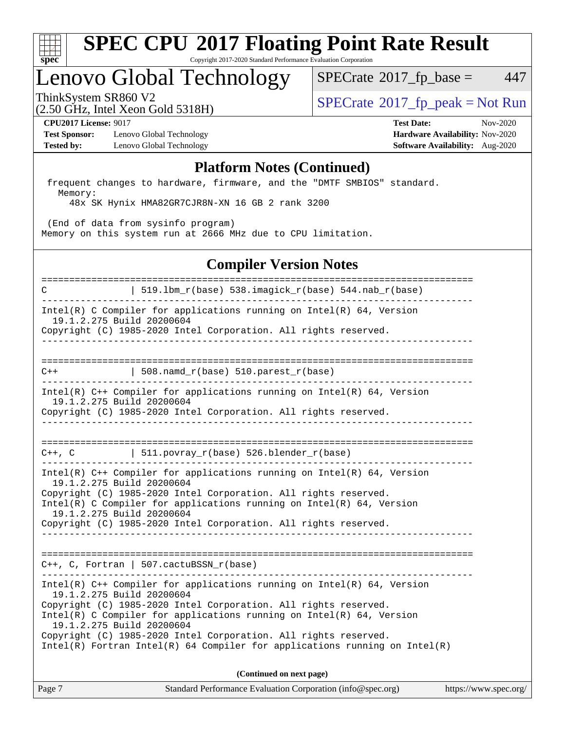## Platform Notes (Continued)

```
 frequent changes to hardware, firmware, and the "DMTF SMBIOS" standard.
   Memory:
     48x SK Hynix HMA82GR7CJR8N-XN 16 GB 2 rank 3200

 (End of data from sysinfo program)
Memory on this system run at 2666 MHz due to CPU limitation.
```

## Compiler Version Notes

```
==============================================================================
C               | 519.lbm_r(base) 538.imagick_r(base) 544.nab_r(base)
------------------------------------------------------------------------------
Intel(R) C Compiler for applications running on Intel(R) 64, Version
  19.1.2.275 Build 20200604
Copyright (C) 1985-2020 Intel Corporation. All rights reserved.
------------------------------------------------------------------------------

==============================================================================
C++             | 508.namd_r(base) 510.parest_r(base)
------------------------------------------------------------------------------
Intel(R) C++ Compiler for applications running on Intel(R) 64, Version
  19.1.2.275 Build 20200604
Copyright (C) 1985-2020 Intel Corporation. All rights reserved.
------------------------------------------------------------------------------

==============================================================================
C++, C          | 511.povray_r(base) 526.blender_r(base)
------------------------------------------------------------------------------
Intel(R) C++ Compiler for applications running on Intel(R) 64, Version
  19.1.2.275 Build 20200604
Copyright (C) 1985-2020 Intel Corporation. All rights reserved.
Intel(R) C Compiler for applications running on Intel(R) 64, Version
  19.1.2.275 Build 20200604
Copyright (C) 1985-2020 Intel Corporation. All rights reserved.
------------------------------------------------------------------------------

==============================================================================
C++, C, Fortran | 507.cactuBSSN_r(base)
------------------------------------------------------------------------------
Intel(R) C++ Compiler for applications running on Intel(R) 64, Version
  19.1.2.275 Build 20200604
Copyright (C) 1985-2020 Intel Corporation. All rights reserved.
Intel(R) C Compiler for applications running on Intel(R) 64, Version
  19.1.2.275 Build 20200604
Copyright (C) 1985-2020 Intel Corporation. All rights reserved.
Intel(R) Fortran Intel(R) 64 Compiler for applications running on Intel(R)
```

**(Continued on next page)**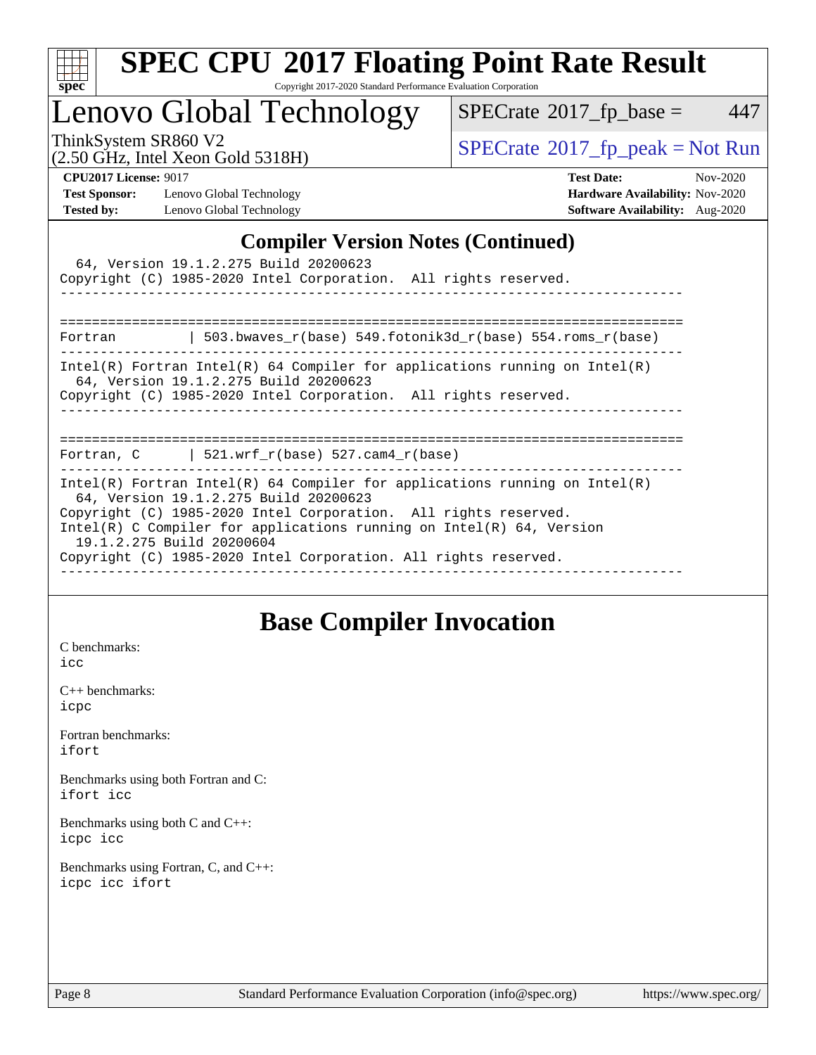## Compiler Version Notes (Continued)

```
  64, Version 19.1.2.275 Build 20200623
Copyright (C) 1985-2020 Intel Corporation.  All rights reserved.
------------------------------------------------------------------------------

==============================================================================
Fortran         | 503.bwaves_r(base) 549.fotonik3d_r(base) 554.roms_r(base)
------------------------------------------------------------------------------
Intel(R) Fortran Intel(R) 64 Compiler for applications running on Intel(R)
  64, Version 19.1.2.275 Build 20200623
Copyright (C) 1985-2020 Intel Corporation.  All rights reserved.
------------------------------------------------------------------------------

==============================================================================
Fortran, C      | 521.wrf_r(base) 527.cam4_r(base)
------------------------------------------------------------------------------
Intel(R) Fortran Intel(R) 64 Compiler for applications running on Intel(R)
  64, Version 19.1.2.275 Build 20200623
Copyright (C) 1985-2020 Intel Corporation.  All rights reserved.
Intel(R) C Compiler for applications running on Intel(R) 64, Version
  19.1.2.275 Build 20200604
Copyright (C) 1985-2020 Intel Corporation. All rights reserved.
------------------------------------------------------------------------------
```

## Base Compiler Invocation

C benchmarks:
icc

C++ benchmarks:
icpc

Fortran benchmarks:
ifort

Benchmarks using both Fortran and C:
ifort icc

Benchmarks using both C and C++:
icpc icc

Benchmarks using Fortran, C, and C++:
icpc icc ifort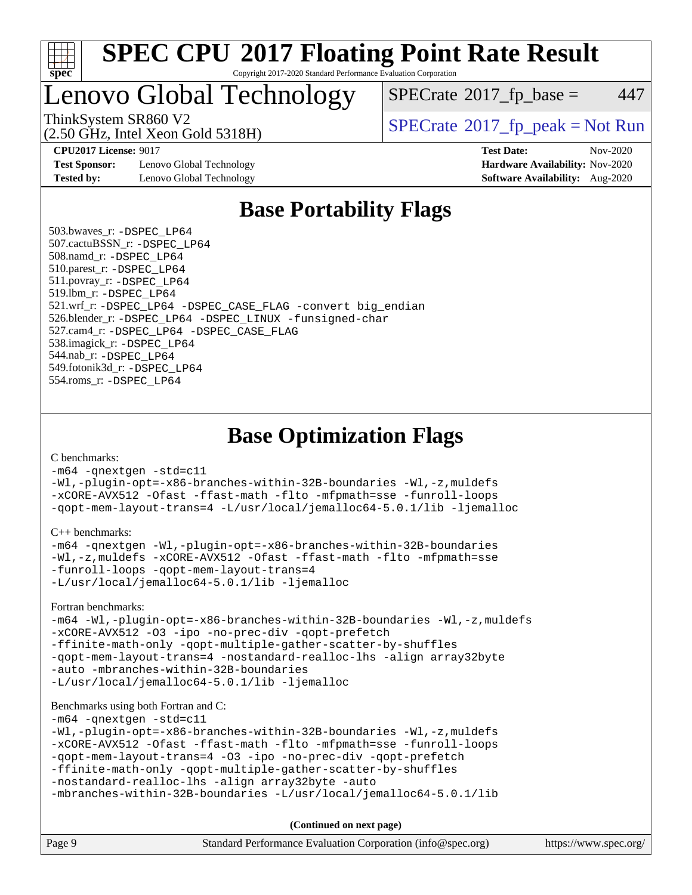# Base Portability Flags

503.bwaves_r: -DSPEC_LP64
507.cactuBSSN_r: -DSPEC_LP64
508.namd_r: -DSPEC_LP64
510.parest_r: -DSPEC_LP64
511.povray_r: -DSPEC_LP64
519.lbm_r: -DSPEC_LP64
521.wrf_r: -DSPEC_LP64 -DSPEC_CASE_FLAG -convert big_endian
526.blender_r: -DSPEC_LP64 -DSPEC_LINUX -funsigned-char
527.cam4_r: -DSPEC_LP64 -DSPEC_CASE_FLAG
538.imagick_r: -DSPEC_LP64
544.nab_r: -DSPEC_LP64
549.fotonik3d_r: -DSPEC_LP64
554.roms_r: -DSPEC_LP64

# Base Optimization Flags

C benchmarks:

```
-m64 -qnextgen -std=c11
-Wl,-plugin-opt=-x86-branches-within-32B-boundaries -Wl,-z,muldefs
-xCORE-AVX512 -Ofast -ffast-math -flto -mfpmath=sse -funroll-loops
-qopt-mem-layout-trans=4 -L/usr/local/jemalloc64-5.0.1/lib -ljemalloc
```

C++ benchmarks:

```
-m64 -qnextgen -Wl,-plugin-opt=-x86-branches-within-32B-boundaries
-Wl,-z,muldefs -xCORE-AVX512 -Ofast -ffast-math -flto -mfpmath=sse
-funroll-loops -qopt-mem-layout-trans=4
-L/usr/local/jemalloc64-5.0.1/lib -ljemalloc
```

Fortran benchmarks:

```
-m64 -Wl,-plugin-opt=-x86-branches-within-32B-boundaries -Wl,-z,muldefs
-xCORE-AVX512 -O3 -ipo -no-prec-div -qopt-prefetch
-ffinite-math-only -qopt-multiple-gather-scatter-by-shuffles
-qopt-mem-layout-trans=4 -nostandard-realloc-lhs -align array32byte
-auto -mbranches-within-32B-boundaries
-L/usr/local/jemalloc64-5.0.1/lib -ljemalloc
```

Benchmarks using both Fortran and C:

```
-m64 -qnextgen -std=c11
-Wl,-plugin-opt=-x86-branches-within-32B-boundaries -Wl,-z,muldefs
-xCORE-AVX512 -Ofast -ffast-math -flto -mfpmath=sse -funroll-loops
-qopt-mem-layout-trans=4 -O3 -ipo -no-prec-div -qopt-prefetch
-ffinite-math-only -qopt-multiple-gather-scatter-by-shuffles
-nostandard-realloc-lhs -align array32byte -auto
-mbranches-within-32B-boundaries -L/usr/local/jemalloc64-5.0.1/lib
```

**(Continued on next page)**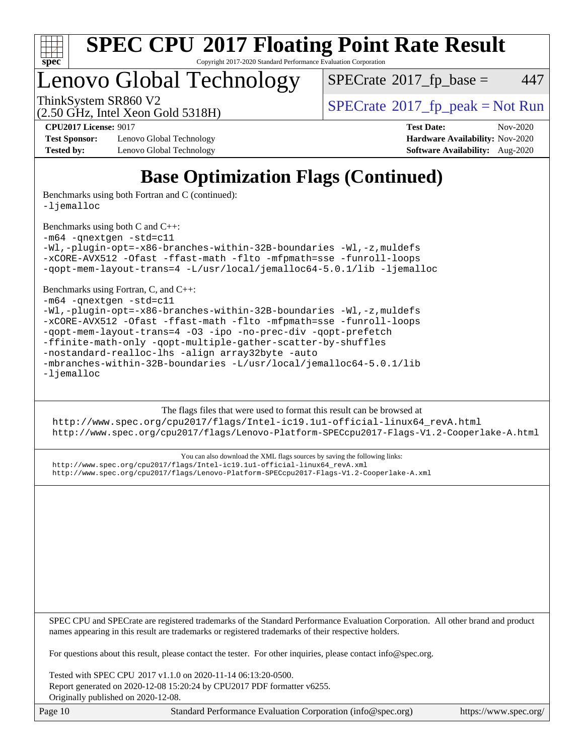# Base Optimization Flags (Continued)

Benchmarks using both Fortran and C (continued):
-ljemalloc

Benchmarks using both C and C++:
-m64 -qnextgen -std=c11
-Wl,-plugin-opt=-x86-branches-within-32B-boundaries -Wl,-z,muldefs
-xCORE-AVX512 -Ofast -ffast-math -flto -mfpmath=sse -funroll-loops
-qopt-mem-layout-trans=4 -L/usr/local/jemalloc64-5.0.1/lib -ljemalloc

Benchmarks using Fortran, C, and C++:
-m64 -qnextgen -std=c11
-Wl,-plugin-opt=-x86-branches-within-32B-boundaries -Wl,-z,muldefs
-xCORE-AVX512 -Ofast -ffast-math -flto -mfpmath=sse -funroll-loops
-qopt-mem-layout-trans=4 -O3 -ipo -no-prec-div -qopt-prefetch
-ffinite-math-only -qopt-multiple-gather-scatter-by-shuffles
-nostandard-realloc-lhs -align array32byte -auto
-mbranches-within-32B-boundaries -L/usr/local/jemalloc64-5.0.1/lib
-ljemalloc

The flags files that were used to format this result can be browsed at
http://www.spec.org/cpu2017/flags/Intel-ic19.1u1-official-linux64_revA.html
http://www.spec.org/cpu2017/flags/Lenovo-Platform-SPECcpu2017-Flags-V1.2-Cooperlake-A.html

You can also download the XML flags sources by saving the following links:
http://www.spec.org/cpu2017/flags/Intel-ic19.1u1-official-linux64_revA.xml
http://www.spec.org/cpu2017/flags/Lenovo-Platform-SPECcpu2017-Flags-V1.2-Cooperlake-A.xml

SPEC CPU and SPECrate are registered trademarks of the Standard Performance Evaluation Corporation. All other brand and product names appearing in this result are trademarks or registered trademarks of their respective holders.

For questions about this result, please contact the tester. For other inquiries, please contact info@spec.org.

Tested with SPEC CPU 2017 v1.1.0 on 2020-11-14 06:13:20-0500.
Report generated on 2020-12-08 15:20:24 by CPU2017 PDF formatter v6255.
Originally published on 2020-12-08.